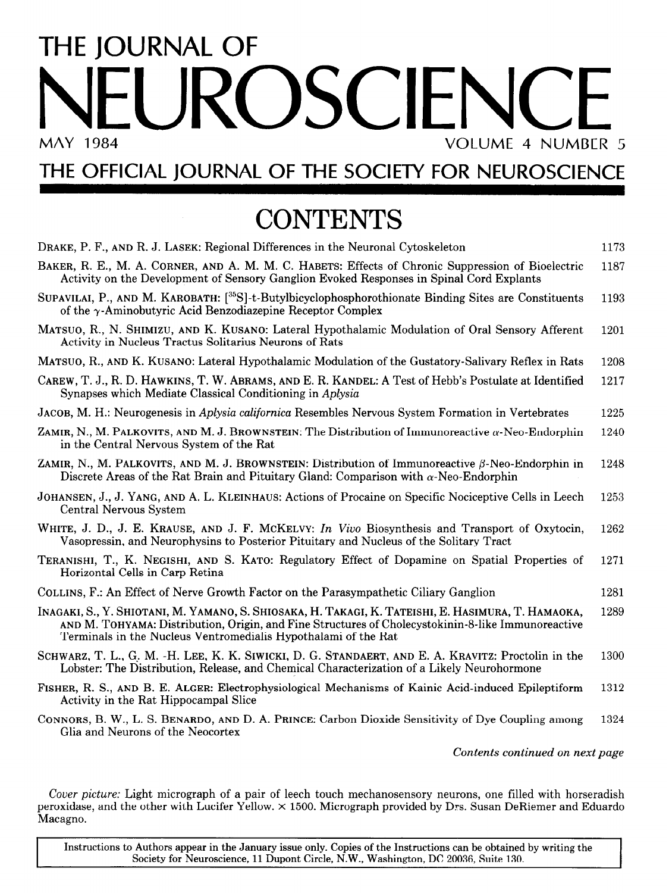# THE JOURNAL OF NEUROSCIENCE

MAY 1984 VOLUME 4 NUMBER 5

## THE OFFICIAL JOURNAL OF THE SOCIETY FOR NEUROSCIENCE

## CONTENTS

| | |
|---|---|
| DRAKE, P. F., AND R. J. LASEK: Regional Differences in the Neuronal Cytoskeleton | 1173 |
| BAKER, R. E., M. A. CORNER, AND A. M. M. C. HABETS: Effects of Chronic Suppression of Bioelectric Activity on the Development of Sensory Ganglion Evoked Responses in Spinal Cord Explants | 1187 |
| SUPAVILAI, P., AND M. KAROBATH: [$^{35}$S]-t-Butylbicyclophosphorothionate Binding Sites are Constituents of the $\gamma$-Aminobutyric Acid Benzodiazepine Receptor Complex | 1193 |
| MATSUO, R., N. SHIMIZU, AND K. KUSANO: Lateral Hypothalamic Modulation of Oral Sensory Afferent Activity in Nucleus Tractus Solitarius Neurons of Rats | 1201 |
| MATSUO, R., AND K. KUSANO: Lateral Hypothalamic Modulation of the Gustatory-Salivary Reflex in Rats | 1208 |
| CAREW, T. J., R. D. HAWKINS, T. W. ABRAMS, AND E. R. KANDEL: A Test of Hebb's Postulate at Identified Synapses which Mediate Classical Conditioning in *Aplysia* | 1217 |
| JACOB, M. H.: Neurogenesis in *Aplysia californica* Resembles Nervous System Formation in Vertebrates | 1225 |
| ZAMIR, N., M. PALKOVITS, AND M. J. BROWNSTEIN: The Distribution of Immunoreactive $\alpha$-Neo-Endorphin in the Central Nervous System of the Rat | 1240 |
| ZAMIR, N., M. PALKOVITS, AND M. J. BROWNSTEIN: Distribution of Immunoreactive $\beta$-Neo-Endorphin in Discrete Areas of the Rat Brain and Pituitary Gland: Comparison with $\alpha$-Neo-Endorphin | 1248 |
| JOHANSEN, J., J. YANG, AND A. L. KLEINHAUS: Actions of Procaine on Specific Nociceptive Cells in Leech Central Nervous System | 1253 |
| WHITE, J. D., J. E. KRAUSE, AND J. F. MCKELVY: *In Vivo* Biosynthesis and Transport of Oxytocin, Vasopressin, and Neurophysins to Posterior Pituitary and Nucleus of the Solitary Tract | 1262 |
| TERANISHI, T., K. NEGISHI, AND S. KATO: Regulatory Effect of Dopamine on Spatial Properties of Horizontal Cells in Carp Retina | 1271 |
| COLLINS, F.: An Effect of Nerve Growth Factor on the Parasympathetic Ciliary Ganglion | 1281 |
| INAGAKI, S., Y. SHIOTANI, M. YAMANO, S. SHIOSAKA, H. TAKAGI, K. TATEISHI, E. HASIMURA, T. HAMAOKA, AND M. TOHYAMA: Distribution, Origin, and Fine Structures of Cholecystokinin-8-like Immunoreactive Terminals in the Nucleus Ventromedialis Hypothalami of the Rat | 1289 |
| SCHWARZ, T. L., G. M. -H. LEE, K. K. SIWICKI, D. G. STANDAERT, AND E. A. KRAVITZ: Proctolin in the Lobster: The Distribution, Release, and Chemical Characterization of a Likely Neurohormone | 1300 |
| FISHER, R. S., AND B. E. ALGER: Electrophysiological Mechanisms of Kainic Acid-induced Epileptiform Activity in the Rat Hippocampal Slice | 1312 |
| CONNORS, B. W., L. S. BENARDO, AND D. A. PRINCE: Carbon Dioxide Sensitivity of Dye Coupling among Glia and Neurons of the Neocortex | 1324 |

*Contents continued on next page*

*Cover picture:* Light micrograph of a pair of leech touch mechanosensory neurons, one filled with horseradish peroxidase, and the other with Lucifer Yellow. × 1500. Micrograph provided by Drs. Susan DeRiemer and Eduardo Macagno.

Instructions to Authors appear in the January issue only. Copies of the Instructions can be obtained by writing the Society for Neuroscience, 11 Dupont Circle, N.W., Washington, DC 20036, Suite 130.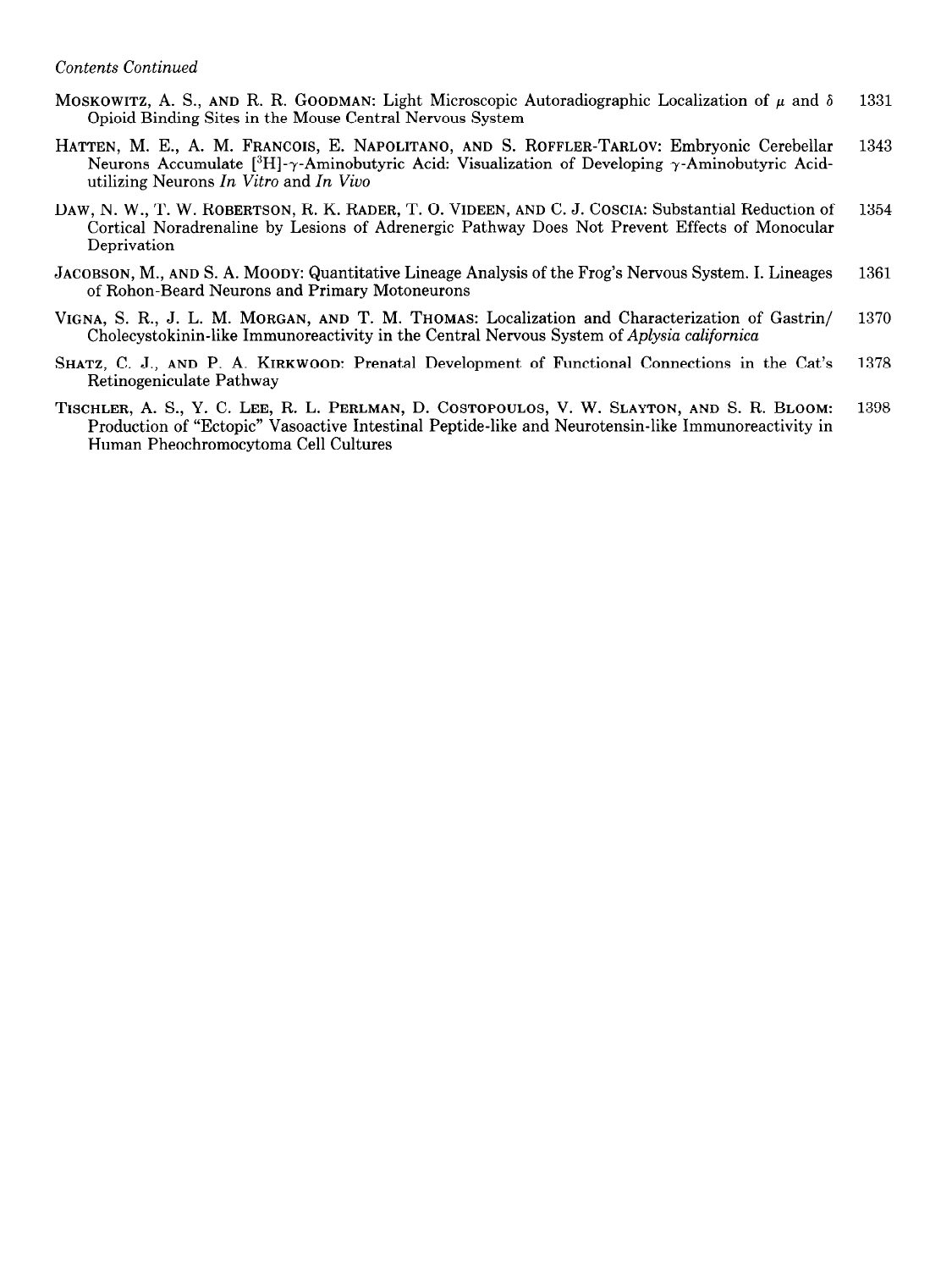*Contents Continued*

MOSKOWITZ, A. S., AND R. R. GOODMAN: Light Microscopic Autoradiographic Localization of $\mu$ and $\delta$ Opioid Binding Sites in the Mouse Central Nervous System 1331

HATTEN, M. E., A. M. FRANCOIS, E. NAPOLITANO, AND S. ROFFLER-TARLOV: Embryonic Cerebellar Neurons Accumulate [$^3$H]-$\gamma$-Aminobutyric Acid: Visualization of Developing $\gamma$-Aminobutyric Acid-utilizing Neurons *In Vitro* and *In Vivo* 1343

DAW, N. W., T. W. ROBERTSON, R. K. RADER, T. O. VIDEEN, AND C. J. COSCIA: Substantial Reduction of Cortical Noradrenaline by Lesions of Adrenergic Pathway Does Not Prevent Effects of Monocular Deprivation 1354

JACOBSON, M., AND S. A. MOODY: Quantitative Lineage Analysis of the Frog's Nervous System. I. Lineages of Rohon-Beard Neurons and Primary Motoneurons 1361

VIGNA, S. R., J. L. M. MORGAN, AND T. M. THOMAS: Localization and Characterization of Gastrin/Cholecystokinin-like Immunoreactivity in the Central Nervous System of *Aplysia californica* 1370

SHATZ, C. J., AND P. A. KIRKWOOD: Prenatal Development of Functional Connections in the Cat's Retinogeniculate Pathway 1378

TISCHLER, A. S., Y. C. LEE, R. L. PERLMAN, D. COSTOPOULOS, V. W. SLAYTON, AND S. R. BLOOM: Production of "Ectopic" Vasoactive Intestinal Peptide-like and Neurotensin-like Immunoreactivity in Human Pheochromocytoma Cell Cultures 1398